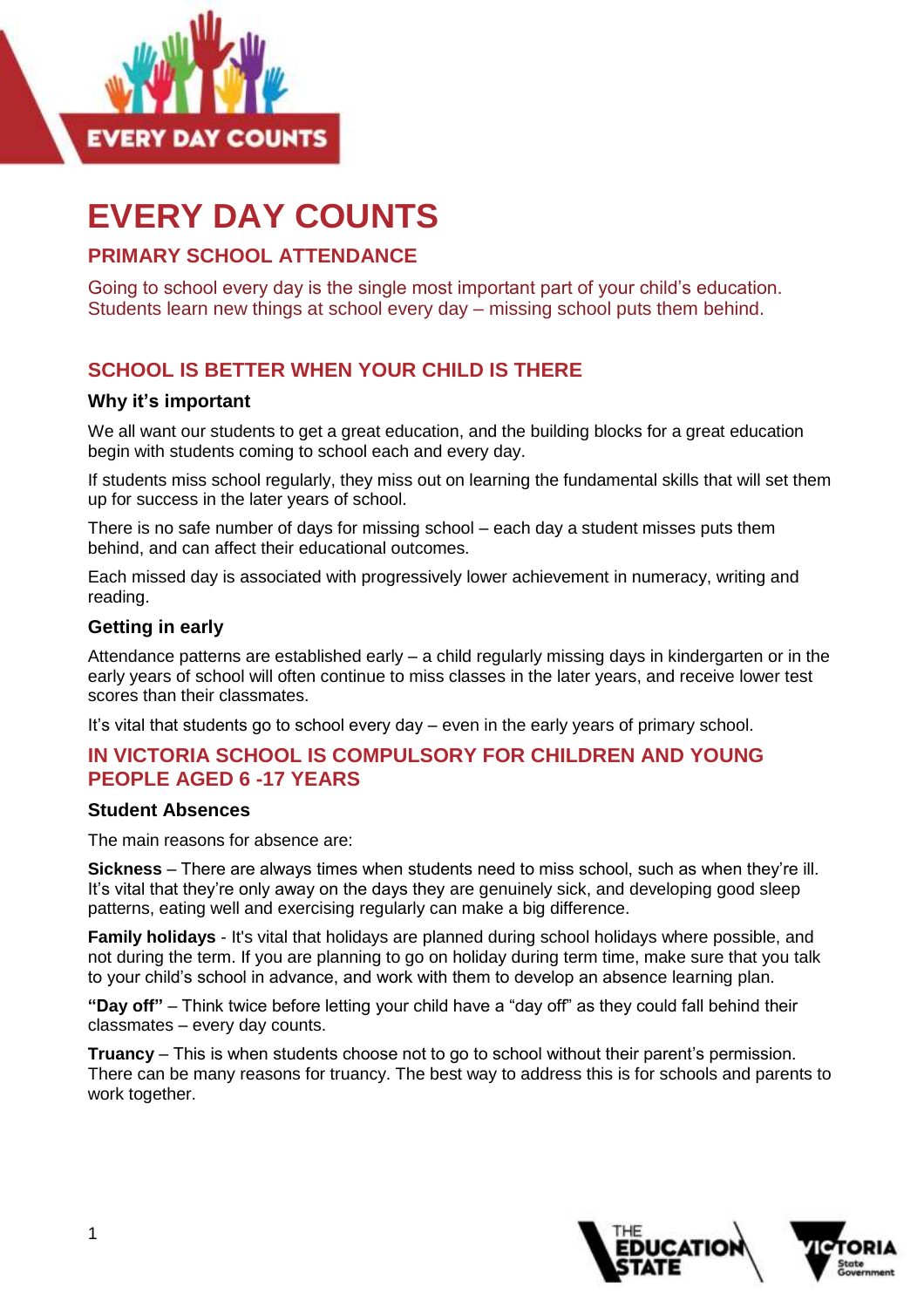# EVERY DAY COUNTS

## PRIMARY SCHOOL ATTENDANCE

Going to school every day is the single most important part of your child's education. Students learn new things at school every day – missing school puts them behind.

## SCHOOL IS BETTER WHEN YOUR CHILD IS THERE

### Why it's important

We all want our students to get a great education, and the building blocks for a great education begin with students coming to school each and every day.

If students miss school regularly, they miss out on learning the fundamental skills that will set them up for success in the later years of school.

There is no safe number of days for missing school – each day a student misses puts them behind, and can affect their educational outcomes.

Each missed day is associated with progressively lower achievement in numeracy, writing and reading.

### Getting in early

Attendance patterns are established early – a child regularly missing days in kindergarten or in the early years of school will often continue to miss classes in the later years, and receive lower test scores than their classmates.

It's vital that students go to school every day – even in the early years of primary school.

## IN VICTORIA SCHOOL IS COMPULSORY FOR CHILDREN AND YOUNG PEOPLE AGED 6 -17 YEARS

### Student Absences

The main reasons for absence are:

**Sickness** – There are always times when students need to miss school, such as when they're ill. It's vital that they're only away on the days they are genuinely sick, and developing good sleep patterns, eating well and exercising regularly can make a big difference.

**Family holidays** - It's vital that holidays are planned during school holidays where possible, and not during the term. If you are planning to go on holiday during term time, make sure that you talk to your child's school in advance, and work with them to develop an absence learning plan.

**"Day off"** – Think twice before letting your child have a "day off" as they could fall behind their classmates – every day counts.

**Truancy** – This is when students choose not to go to school without their parent's permission. There can be many reasons for truancy. The best way to address this is for schools and parents to work together.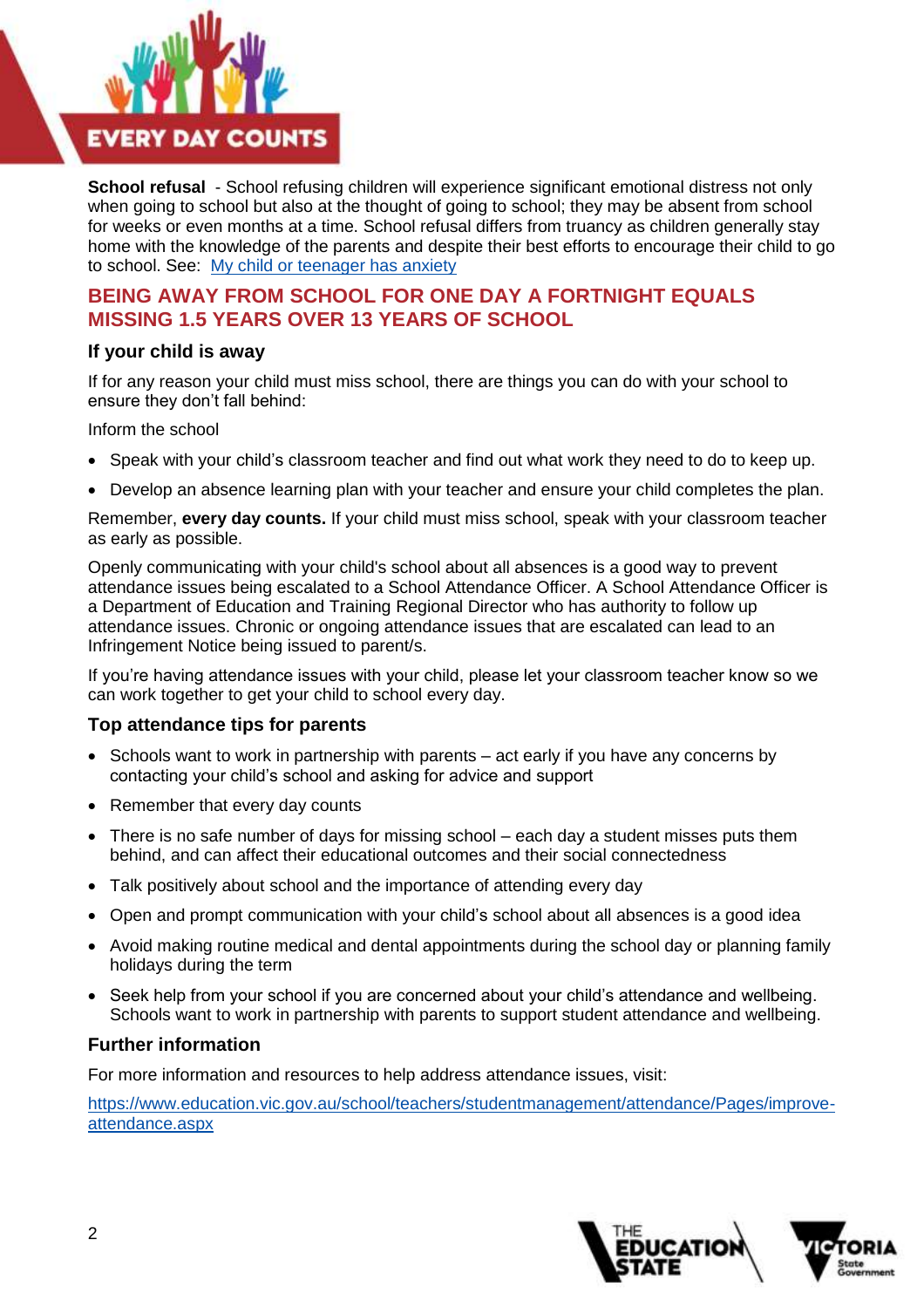**School refusal** - School refusing children will experience significant emotional distress not only when going to school but also at the thought of going to school; they may be absent from school for weeks or even months at a time. School refusal differs from truancy as children generally stay home with the knowledge of the parents and despite their best efforts to encourage their child to go to school. See: [My child or teenager has anxiety]

## BEING AWAY FROM SCHOOL FOR ONE DAY A FORTNIGHT EQUALS MISSING 1.5 YEARS OVER 13 YEARS OF SCHOOL

### If your child is away

If for any reason your child must miss school, there are things you can do with your school to ensure they don't fall behind:

Inform the school

- Speak with your child's classroom teacher and find out what work they need to do to keep up.
- Develop an absence learning plan with your teacher and ensure your child completes the plan.

Remember, **every day counts.** If your child must miss school, speak with your classroom teacher as early as possible.

Openly communicating with your child's school about all absences is a good way to prevent attendance issues being escalated to a School Attendance Officer. A School Attendance Officer is a Department of Education and Training Regional Director who has authority to follow up attendance issues. Chronic or ongoing attendance issues that are escalated can lead to an Infringement Notice being issued to parent/s.

If you're having attendance issues with your child, please let your classroom teacher know so we can work together to get your child to school every day.

### Top attendance tips for parents

- Schools want to work in partnership with parents – act early if you have any concerns by contacting your child's school and asking for advice and support
- Remember that every day counts
- There is no safe number of days for missing school – each day a student misses puts them behind, and can affect their educational outcomes and their social connectedness
- Talk positively about school and the importance of attending every day
- Open and prompt communication with your child's school about all absences is a good idea
- Avoid making routine medical and dental appointments during the school day or planning family holidays during the term
- Seek help from your school if you are concerned about your child's attendance and wellbeing. Schools want to work in partnership with parents to support student attendance and wellbeing.

### Further information

For more information and resources to help address attendance issues, visit:

https://www.education.vic.gov.au/school/teachers/studentmanagement/attendance/Pages/improve-attendance.aspx